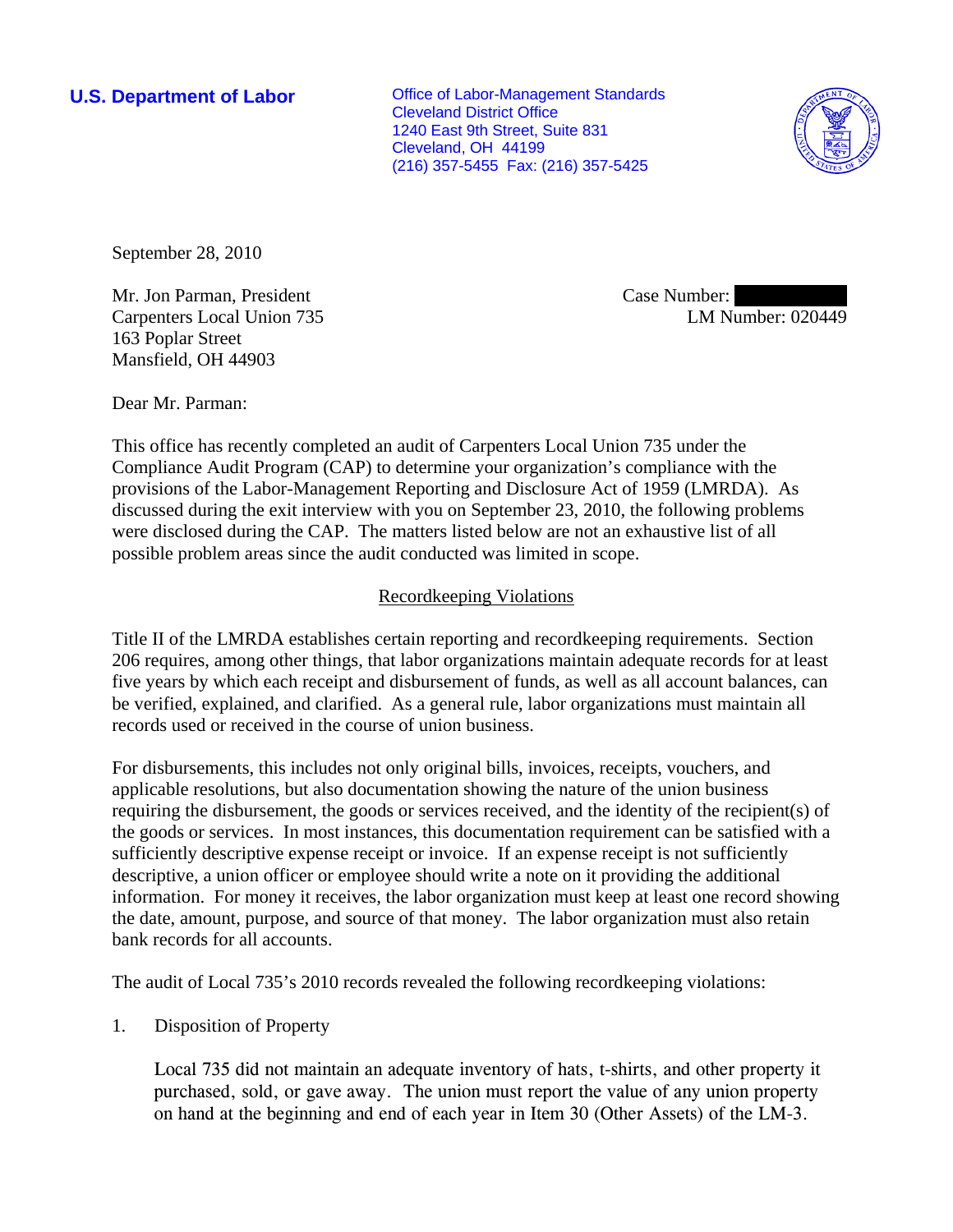**U.S. Department of Labor**

Office of Labor-Management Standards
Cleveland District Office
1240 East 9th Street, Suite 831
Cleveland, OH 44199
(216) 357-5455 Fax: (216) 357-5425

September 28, 2010

Mr. Jon Parman, President
Carpenters Local Union 735
163 Poplar Street
Mansfield, OH 44903

Case Number:
LM Number: 020449

Dear Mr. Parman:

This office has recently completed an audit of Carpenters Local Union 735 under the Compliance Audit Program (CAP) to determine your organization's compliance with the provisions of the Labor-Management Reporting and Disclosure Act of 1959 (LMRDA). As discussed during the exit interview with you on September 23, 2010, the following problems were disclosed during the CAP. The matters listed below are not an exhaustive list of all possible problem areas since the audit conducted was limited in scope.

## Recordkeeping Violations

Title II of the LMRDA establishes certain reporting and recordkeeping requirements. Section 206 requires, among other things, that labor organizations maintain adequate records for at least five years by which each receipt and disbursement of funds, as well as all account balances, can be verified, explained, and clarified. As a general rule, labor organizations must maintain all records used or received in the course of union business.

For disbursements, this includes not only original bills, invoices, receipts, vouchers, and applicable resolutions, but also documentation showing the nature of the union business requiring the disbursement, the goods or services received, and the identity of the recipient(s) of the goods or services. In most instances, this documentation requirement can be satisfied with a sufficiently descriptive expense receipt or invoice. If an expense receipt is not sufficiently descriptive, a union officer or employee should write a note on it providing the additional information. For money it receives, the labor organization must keep at least one record showing the date, amount, purpose, and source of that money. The labor organization must also retain bank records for all accounts.

The audit of Local 735's 2010 records revealed the following recordkeeping violations:

1. Disposition of Property

   Local 735 did not maintain an adequate inventory of hats, t-shirts, and other property it purchased, sold, or gave away. The union must report the value of any union property on hand at the beginning and end of each year in Item 30 (Other Assets) of the LM-3.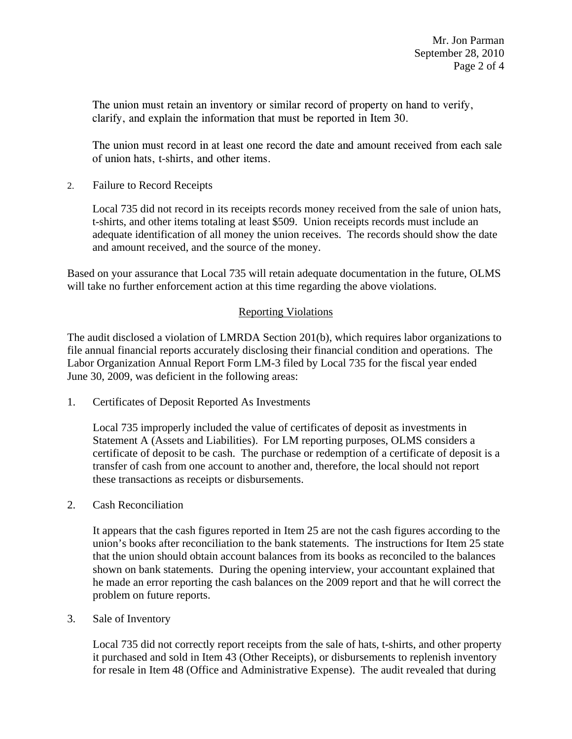The union must retain an inventory or similar record of property on hand to verify, clarify, and explain the information that must be reported in Item 30.

The union must record in at least one record the date and amount received from each sale of union hats, t-shirts, and other items.

2. Failure to Record Receipts

   Local 735 did not record in its receipts records money received from the sale of union hats, t-shirts, and other items totaling at least $509. Union receipts records must include an adequate identification of all money the union receives. The records should show the date and amount received, and the source of the money.

Based on your assurance that Local 735 will retain adequate documentation in the future, OLMS will take no further enforcement action at this time regarding the above violations.

## Reporting Violations

The audit disclosed a violation of LMRDA Section 201(b), which requires labor organizations to file annual financial reports accurately disclosing their financial condition and operations. The Labor Organization Annual Report Form LM-3 filed by Local 735 for the fiscal year ended June 30, 2009, was deficient in the following areas:

1. Certificates of Deposit Reported As Investments

   Local 735 improperly included the value of certificates of deposit as investments in Statement A (Assets and Liabilities). For LM reporting purposes, OLMS considers a certificate of deposit to be cash. The purchase or redemption of a certificate of deposit is a transfer of cash from one account to another and, therefore, the local should not report these transactions as receipts or disbursements.

2. Cash Reconciliation

   It appears that the cash figures reported in Item 25 are not the cash figures according to the union's books after reconciliation to the bank statements. The instructions for Item 25 state that the union should obtain account balances from its books as reconciled to the balances shown on bank statements. During the opening interview, your accountant explained that he made an error reporting the cash balances on the 2009 report and that he will correct the problem on future reports.

3. Sale of Inventory

   Local 735 did not correctly report receipts from the sale of hats, t-shirts, and other property it purchased and sold in Item 43 (Other Receipts), or disbursements to replenish inventory for resale in Item 48 (Office and Administrative Expense). The audit revealed that during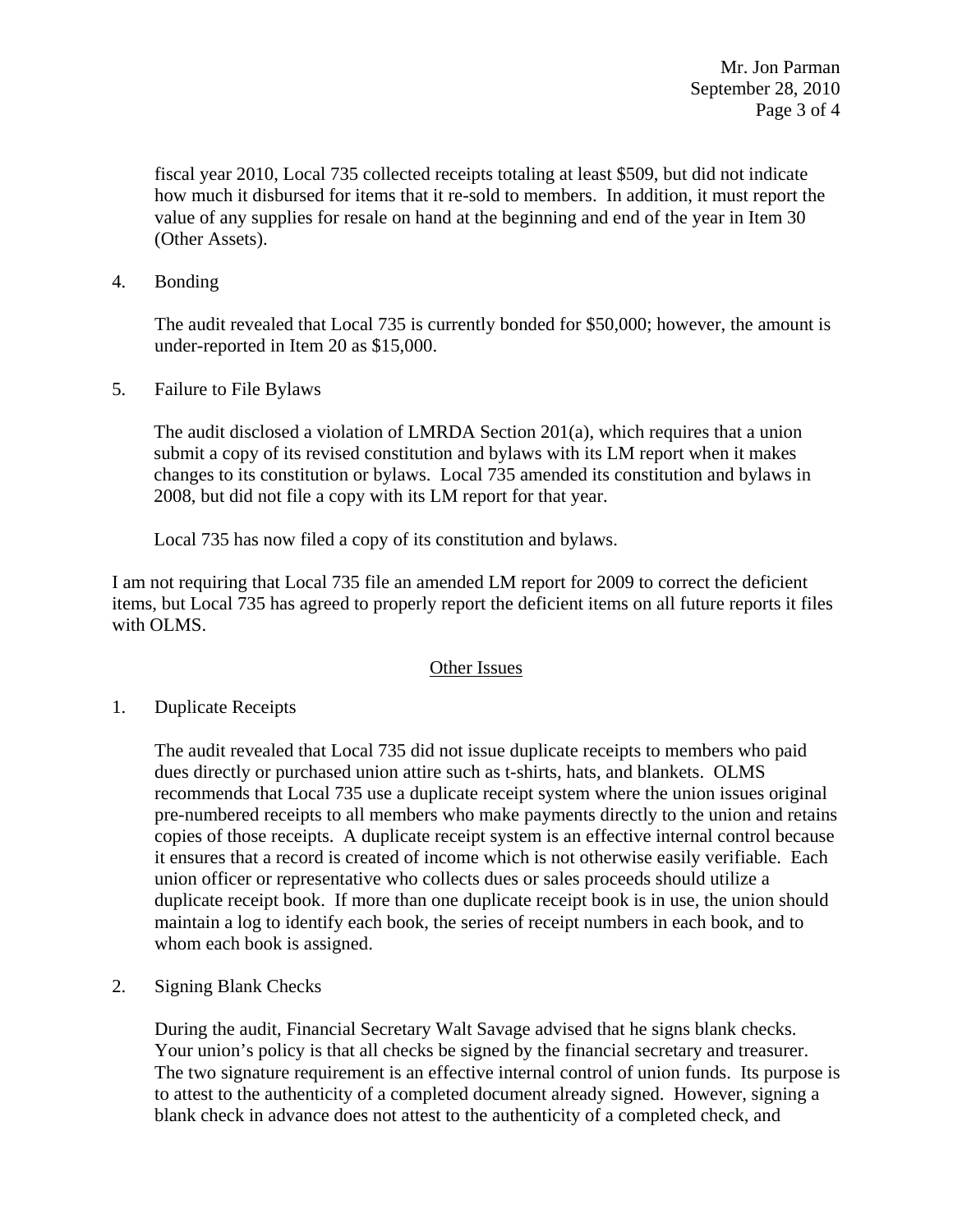fiscal year 2010, Local 735 collected receipts totaling at least $509, but did not indicate how much it disbursed for items that it re-sold to members. In addition, it must report the value of any supplies for resale on hand at the beginning and end of the year in Item 30 (Other Assets).

4. Bonding

   The audit revealed that Local 735 is currently bonded for $50,000; however, the amount is under-reported in Item 20 as $15,000.

5. Failure to File Bylaws

   The audit disclosed a violation of LMRDA Section 201(a), which requires that a union submit a copy of its revised constitution and bylaws with its LM report when it makes changes to its constitution or bylaws. Local 735 amended its constitution and bylaws in 2008, but did not file a copy with its LM report for that year.

   Local 735 has now filed a copy of its constitution and bylaws.

I am not requiring that Local 735 file an amended LM report for 2009 to correct the deficient items, but Local 735 has agreed to properly report the deficient items on all future reports it files with OLMS.

## Other Issues

1. Duplicate Receipts

   The audit revealed that Local 735 did not issue duplicate receipts to members who paid dues directly or purchased union attire such as t-shirts, hats, and blankets. OLMS recommends that Local 735 use a duplicate receipt system where the union issues original pre-numbered receipts to all members who make payments directly to the union and retains copies of those receipts. A duplicate receipt system is an effective internal control because it ensures that a record is created of income which is not otherwise easily verifiable. Each union officer or representative who collects dues or sales proceeds should utilize a duplicate receipt book. If more than one duplicate receipt book is in use, the union should maintain a log to identify each book, the series of receipt numbers in each book, and to whom each book is assigned.

2. Signing Blank Checks

   During the audit, Financial Secretary Walt Savage advised that he signs blank checks. Your union's policy is that all checks be signed by the financial secretary and treasurer. The two signature requirement is an effective internal control of union funds. Its purpose is to attest to the authenticity of a completed document already signed. However, signing a blank check in advance does not attest to the authenticity of a completed check, and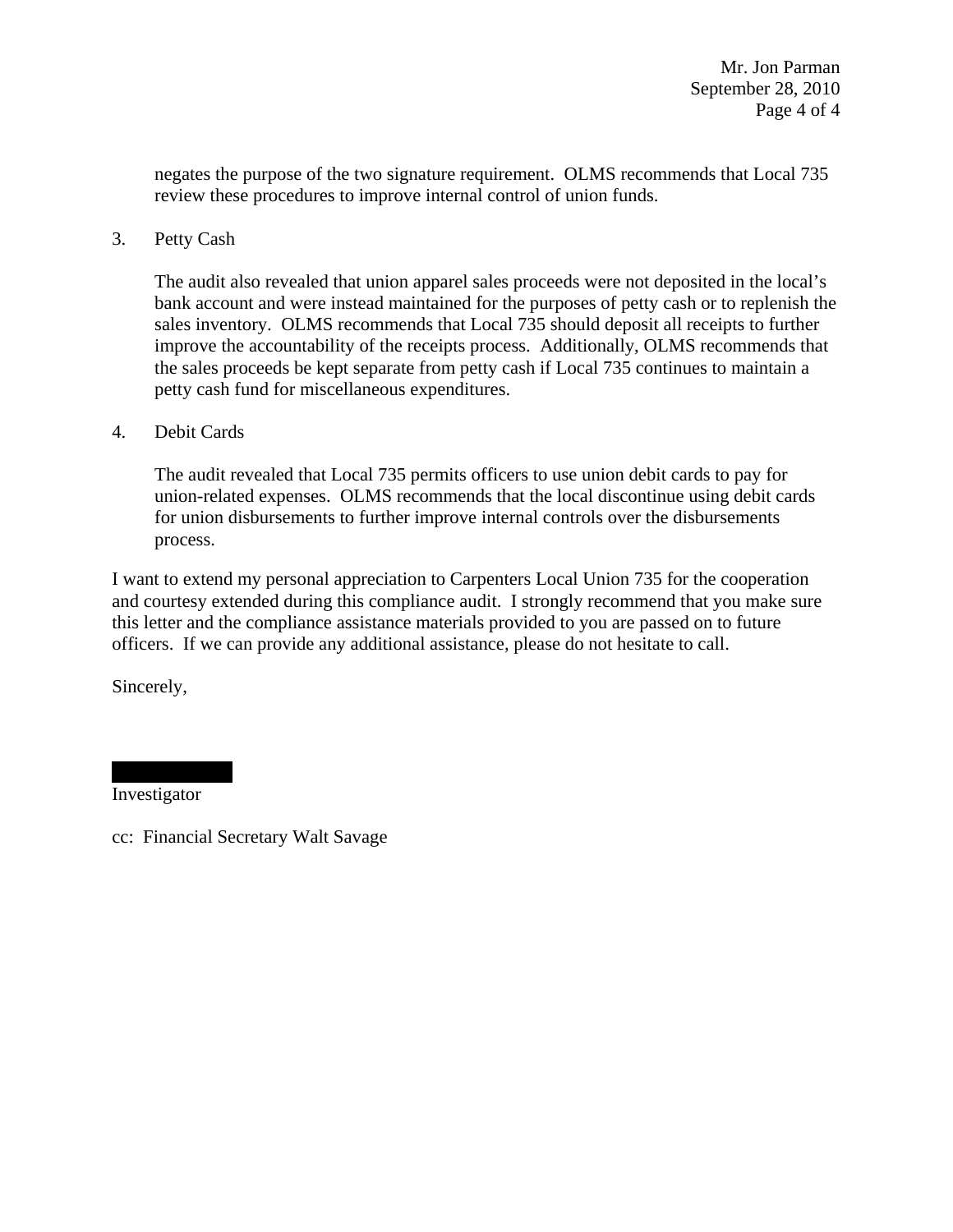negates the purpose of the two signature requirement. OLMS recommends that Local 735 review these procedures to improve internal control of union funds.

3. Petty Cash

   The audit also revealed that union apparel sales proceeds were not deposited in the local's bank account and were instead maintained for the purposes of petty cash or to replenish the sales inventory. OLMS recommends that Local 735 should deposit all receipts to further improve the accountability of the receipts process. Additionally, OLMS recommends that the sales proceeds be kept separate from petty cash if Local 735 continues to maintain a petty cash fund for miscellaneous expenditures.

4. Debit Cards

   The audit revealed that Local 735 permits officers to use union debit cards to pay for union-related expenses. OLMS recommends that the local discontinue using debit cards for union disbursements to further improve internal controls over the disbursements process.

I want to extend my personal appreciation to Carpenters Local Union 735 for the cooperation and courtesy extended during this compliance audit. I strongly recommend that you make sure this letter and the compliance assistance materials provided to you are passed on to future officers. If we can provide any additional assistance, please do not hesitate to call.

Sincerely,

Investigator

cc: Financial Secretary Walt Savage